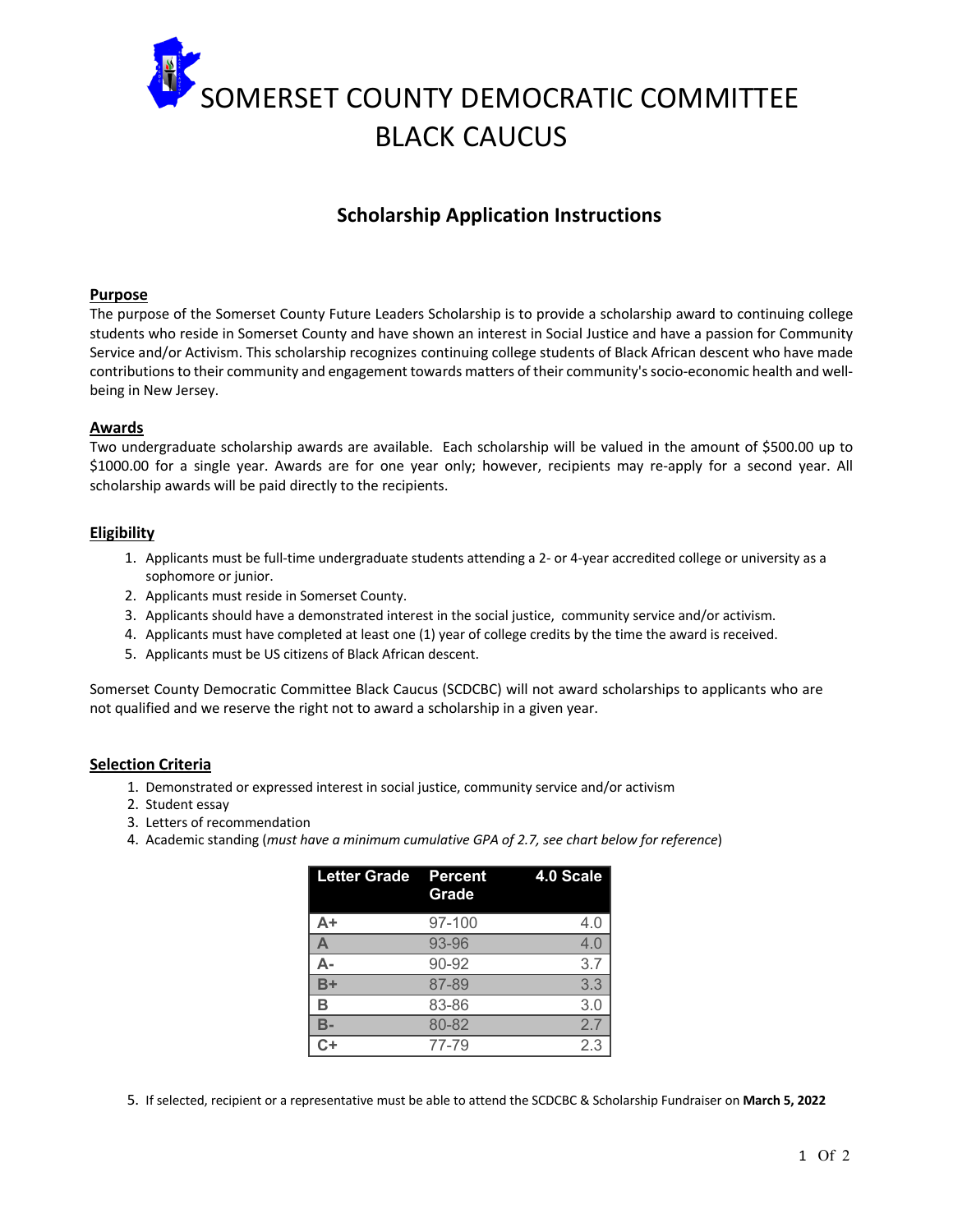# SOMERSET COUNTY DEMOCRATIC COMMITTEE BLACK CAUCUS

## Scholarship Application Instructions

### Purpose

The purpose of the Somerset County Future Leaders Scholarship is to provide a scholarship award to continuing college students who reside in Somerset County and have shown an interest in Social Justice and have a passion for Community Service and/or Activism. This scholarship recognizes continuing college students of Black African descent who have made contributions to their community and engagement towards matters of their community's socio-economic health and well-being in New Jersey.

### Awards

Two undergraduate scholarship awards are available. Each scholarship will be valued in the amount of $500.00 up to $1000.00 for a single year. Awards are for one year only; however, recipients may re-apply for a second year. All scholarship awards will be paid directly to the recipients.

### Eligibility

1. Applicants must be full-time undergraduate students attending a 2- or 4-year accredited college or university as a sophomore or junior.
2. Applicants must reside in Somerset County.
3. Applicants should have a demonstrated interest in the social justice, community service and/or activism.
4. Applicants must have completed at least one (1) year of college credits by the time the award is received.
5. Applicants must be US citizens of Black African descent.

Somerset County Democratic Committee Black Caucus (SCDCBC) will not award scholarships to applicants who are not qualified and we reserve the right not to award a scholarship in a given year.

### Selection Criteria

1. Demonstrated or expressed interest in social justice, community service and/or activism
2. Student essay
3. Letters of recommendation
4. Academic standing (*must have a minimum cumulative GPA of 2.7, see chart below for reference*)

| Letter Grade | Percent Grade | 4.0 Scale |
|---|---|---|
| A+ | 97-100 | 4.0 |
| A | 93-96 | 4.0 |
| A- | 90-92 | 3.7 |
| B+ | 87-89 | 3.3 |
| B | 83-86 | 3.0 |
| B- | 80-82 | 2.7 |
| C+ | 77-79 | 2.3 |

5. If selected, recipient or a representative must be able to attend the SCDCBC & Scholarship Fundraiser on **March 5, 2022**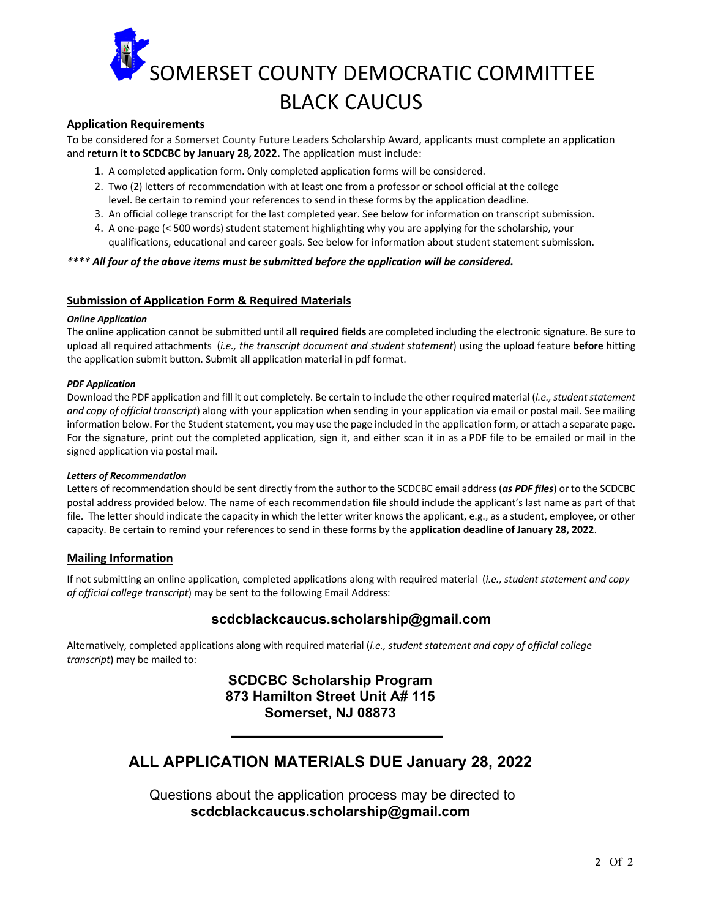# SOMERSET COUNTY DEMOCRATIC COMMITTEE BLACK CAUCUS

## Application Requirements

To be considered for a Somerset County Future Leaders Scholarship Award, applicants must complete an application and **return it to SCDCBC by January 28, 2022.** The application must include:

1. A completed application form. Only completed application forms will be considered.
2. Two (2) letters of recommendation with at least one from a professor or school official at the college level. Be certain to remind your references to send in these forms by the application deadline.
3. An official college transcript for the last completed year. See below for information on transcript submission.
4. A one-page (< 500 words) student statement highlighting why you are applying for the scholarship, your qualifications, educational and career goals. See below for information about student statement submission.

***\*\*\*\* All four of the above items must be submitted before the application will be considered.***

## Submission of Application Form & Required Materials

***Online Application***

The online application cannot be submitted until **all required fields** are completed including the electronic signature. Be sure to upload all required attachments (*i.e., the transcript document and student statement*) using the upload feature **before** hitting the application submit button. Submit all application material in pdf format.

***PDF Application***

Download the PDF application and fill it out completely. Be certain to include the other required material (*i.e., student statement and copy of official transcript*) along with your application when sending in your application via email or postal mail. See mailing information below. For the Student statement, you may use the page included in the application form, or attach a separate page. For the signature, print out the completed application, sign it, and either scan it in as a PDF file to be emailed or mail in the signed application via postal mail.

***Letters of Recommendation***

Letters of recommendation should be sent directly from the author to the SCDCBC email address (***as PDF files***) or to the SCDCBC postal address provided below. The name of each recommendation file should include the applicant's last name as part of that file. The letter should indicate the capacity in which the letter writer knows the applicant, e.g., as a student, employee, or other capacity. Be certain to remind your references to send in these forms by the **application deadline of January 28, 2022**.

## Mailing Information

If not submitting an online application, completed applications along with required material (*i.e., student statement and copy of official college transcript*) may be sent to the following Email Address:

**scdcblackcaucus.scholarship@gmail.com**

Alternatively, completed applications along with required material (*i.e., student statement and copy of official college transcript*) may be mailed to:

**SCDCBC Scholarship Program**
**873 Hamilton Street Unit A# 115**
**Somerset, NJ 08873**

---

## ALL APPLICATION MATERIALS DUE January 28, 2022

Questions about the application process may be directed to
**scdcblackcaucus.scholarship@gmail.com**